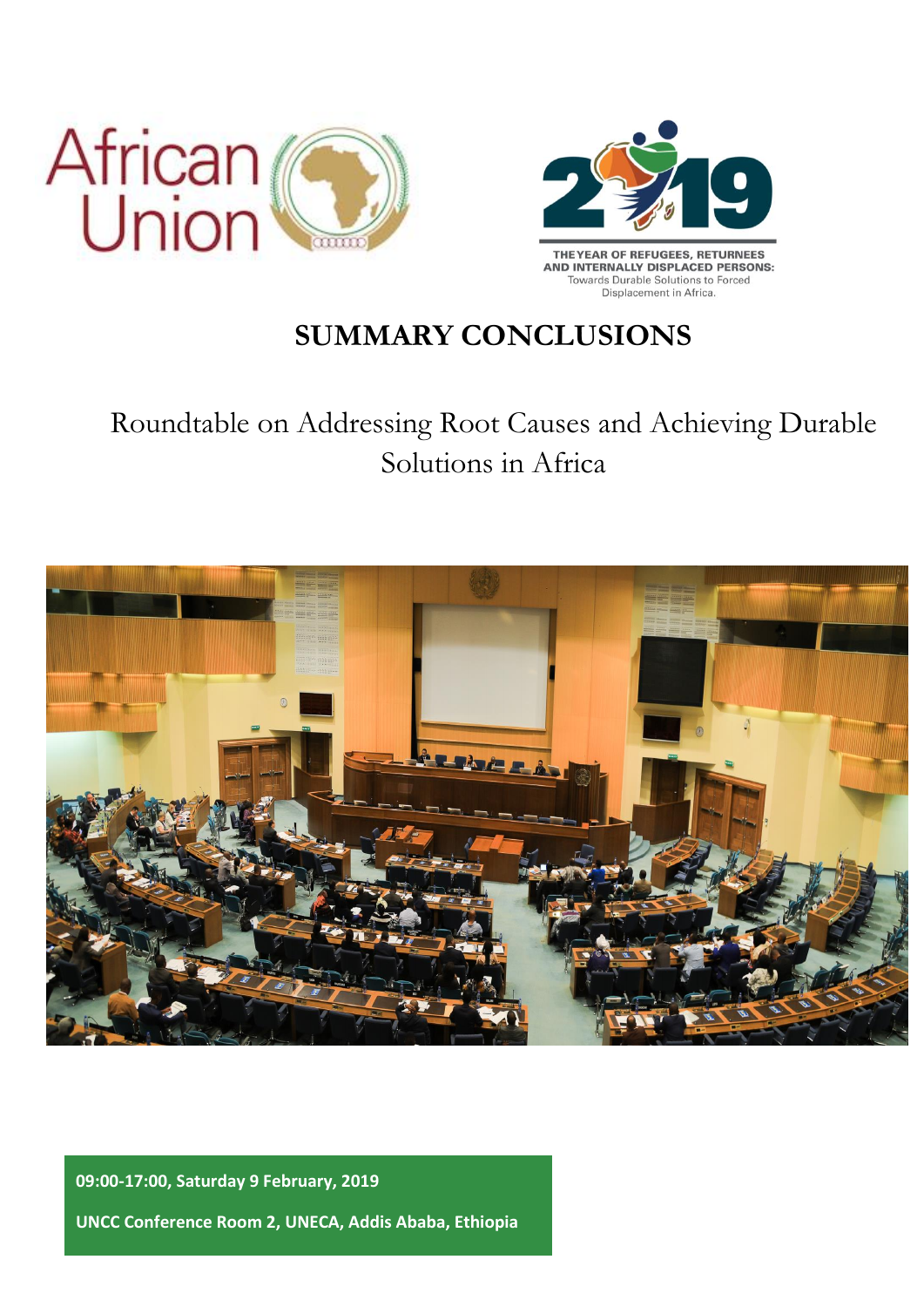African Union

THE YEAR OF REFUGEES, RETURNEES AND INTERNALLY DISPLACED PERSONS: Towards Durable Solutions to Forced Displacement in Africa.

# SUMMARY CONCLUSIONS

## Roundtable on Addressing Root Causes and Achieving Durable Solutions in Africa

**09:00-17:00, Saturday 9 February, 2019**

**UNCC Conference Room 2, UNECA, Addis Ababa, Ethiopia**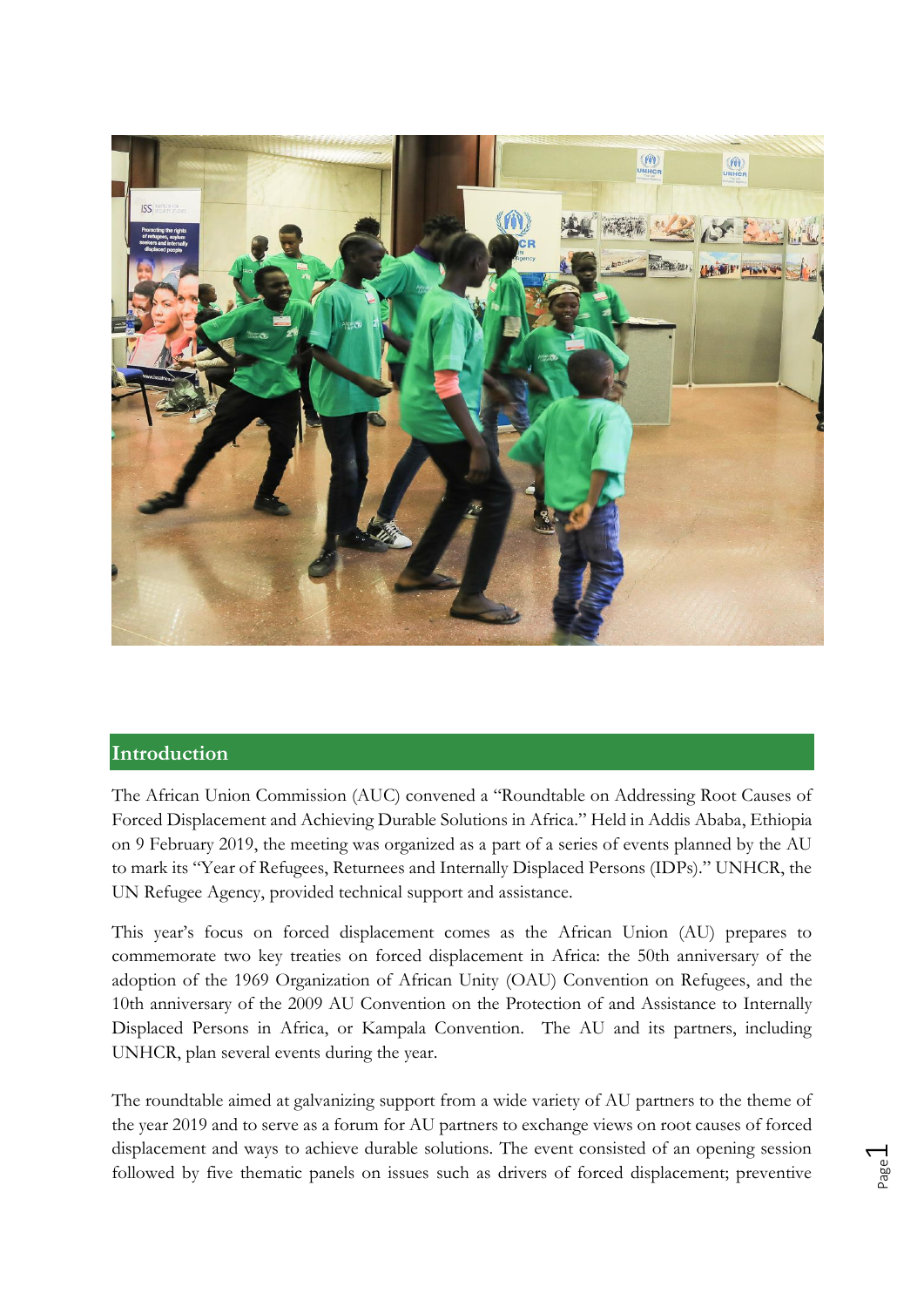## Introduction

The African Union Commission (AUC) convened a "Roundtable on Addressing Root Causes of Forced Displacement and Achieving Durable Solutions in Africa." Held in Addis Ababa, Ethiopia on 9 February 2019, the meeting was organized as a part of a series of events planned by the AU to mark its "Year of Refugees, Returnees and Internally Displaced Persons (IDPs)." UNHCR, the UN Refugee Agency, provided technical support and assistance.

This year's focus on forced displacement comes as the African Union (AU) prepares to commemorate two key treaties on forced displacement in Africa: the 50th anniversary of the adoption of the 1969 Organization of African Unity (OAU) Convention on Refugees, and the 10th anniversary of the 2009 AU Convention on the Protection of and Assistance to Internally Displaced Persons in Africa, or Kampala Convention. The AU and its partners, including UNHCR, plan several events during the year.

The roundtable aimed at galvanizing support from a wide variety of AU partners to the theme of the year 2019 and to serve as a forum for AU partners to exchange views on root causes of forced displacement and ways to achieve durable solutions. The event consisted of an opening session followed by five thematic panels on issues such as drivers of forced displacement; preventive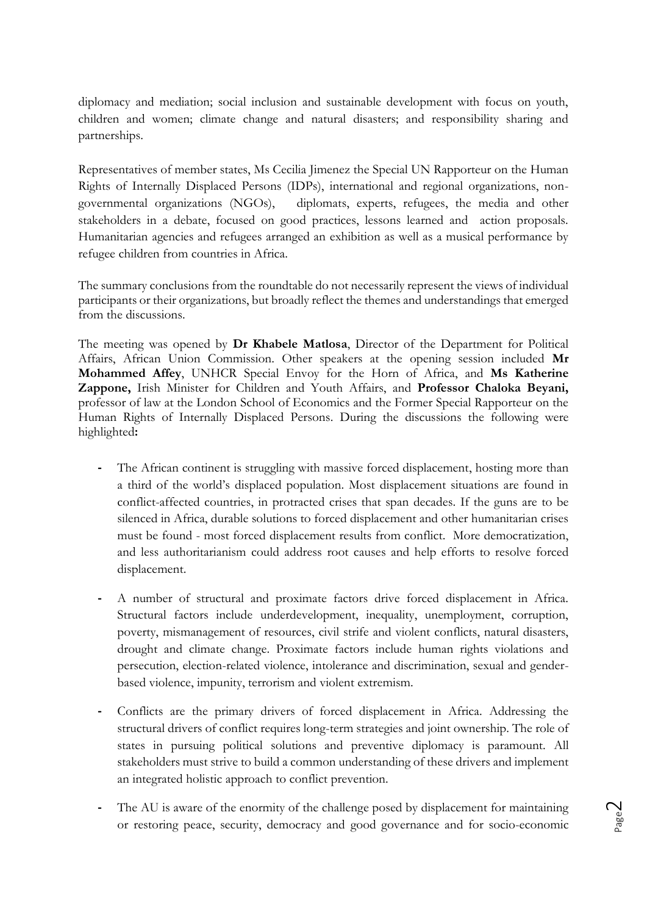diplomacy and mediation; social inclusion and sustainable development with focus on youth, children and women; climate change and natural disasters; and responsibility sharing and partnerships.

Representatives of member states, Ms Cecilia Jimenez the Special UN Rapporteur on the Human Rights of Internally Displaced Persons (IDPs), international and regional organizations, non-governmental organizations (NGOs), diplomats, experts, refugees, the media and other stakeholders in a debate, focused on good practices, lessons learned and action proposals. Humanitarian agencies and refugees arranged an exhibition as well as a musical performance by refugee children from countries in Africa.

The summary conclusions from the roundtable do not necessarily represent the views of individual participants or their organizations, but broadly reflect the themes and understandings that emerged from the discussions.

The meeting was opened by **Dr Khabele Matlosa**, Director of the Department for Political Affairs, African Union Commission. Other speakers at the opening session included **Mr Mohammed Affey**, UNHCR Special Envoy for the Horn of Africa, and **Ms Katherine Zappone,** Irish Minister for Children and Youth Affairs, and **Professor Chaloka Beyani,** professor of law at the London School of Economics and the Former Special Rapporteur on the Human Rights of Internally Displaced Persons. During the discussions the following were highlighted**:**

- The African continent is struggling with massive forced displacement, hosting more than a third of the world's displaced population. Most displacement situations are found in conflict-affected countries, in protracted crises that span decades. If the guns are to be silenced in Africa, durable solutions to forced displacement and other humanitarian crises must be found - most forced displacement results from conflict. More democratization, and less authoritarianism could address root causes and help efforts to resolve forced displacement.

- A number of structural and proximate factors drive forced displacement in Africa. Structural factors include underdevelopment, inequality, unemployment, corruption, poverty, mismanagement of resources, civil strife and violent conflicts, natural disasters, drought and climate change. Proximate factors include human rights violations and persecution, election-related violence, intolerance and discrimination, sexual and gender-based violence, impunity, terrorism and violent extremism.

- Conflicts are the primary drivers of forced displacement in Africa. Addressing the structural drivers of conflict requires long-term strategies and joint ownership. The role of states in pursuing political solutions and preventive diplomacy is paramount. All stakeholders must strive to build a common understanding of these drivers and implement an integrated holistic approach to conflict prevention.

- The AU is aware of the enormity of the challenge posed by displacement for maintaining or restoring peace, security, democracy and good governance and for socio-economic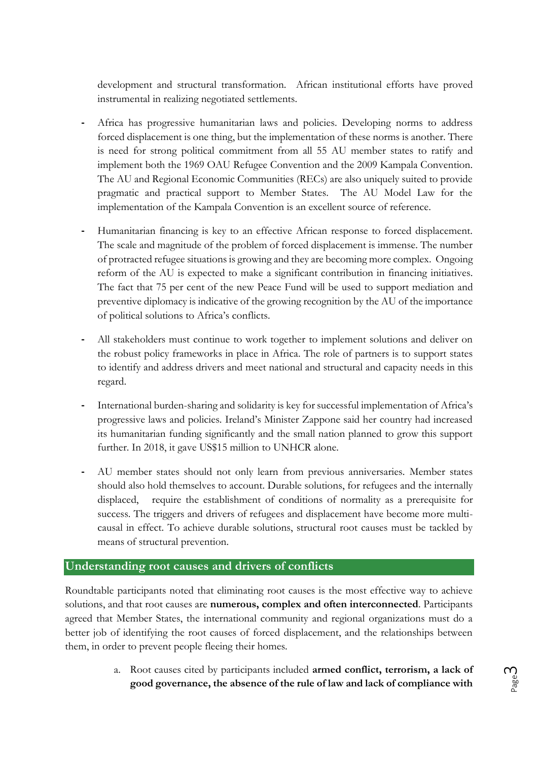development and structural transformation. African institutional efforts have proved instrumental in realizing negotiated settlements.

- Africa has progressive humanitarian laws and policies. Developing norms to address forced displacement is one thing, but the implementation of these norms is another. There is need for strong political commitment from all 55 AU member states to ratify and implement both the 1969 OAU Refugee Convention and the 2009 Kampala Convention. The AU and Regional Economic Communities (RECs) are also uniquely suited to provide pragmatic and practical support to Member States. The AU Model Law for the implementation of the Kampala Convention is an excellent source of reference.

- Humanitarian financing is key to an effective African response to forced displacement. The scale and magnitude of the problem of forced displacement is immense. The number of protracted refugee situations is growing and they are becoming more complex. Ongoing reform of the AU is expected to make a significant contribution in financing initiatives. The fact that 75 per cent of the new Peace Fund will be used to support mediation and preventive diplomacy is indicative of the growing recognition by the AU of the importance of political solutions to Africa's conflicts.

- All stakeholders must continue to work together to implement solutions and deliver on the robust policy frameworks in place in Africa. The role of partners is to support states to identify and address drivers and meet national and structural and capacity needs in this regard.

- International burden-sharing and solidarity is key for successful implementation of Africa's progressive laws and policies. Ireland's Minister Zappone said her country had increased its humanitarian funding significantly and the small nation planned to grow this support further. In 2018, it gave US$15 million to UNHCR alone.

- AU member states should not only learn from previous anniversaries. Member states should also hold themselves to account. Durable solutions, for refugees and the internally displaced, require the establishment of conditions of normality as a prerequisite for success. The triggers and drivers of refugees and displacement have become more multi-causal in effect. To achieve durable solutions, structural root causes must be tackled by means of structural prevention.

## Understanding root causes and drivers of conflicts

Roundtable participants noted that eliminating root causes is the most effective way to achieve solutions, and that root causes are **numerous, complex and often interconnected**. Participants agreed that Member States, the international community and regional organizations must do a better job of identifying the root causes of forced displacement, and the relationships between them, in order to prevent people fleeing their homes.

a. Root causes cited by participants included **armed conflict, terrorism, a lack of good governance, the absence of the rule of law and lack of compliance with**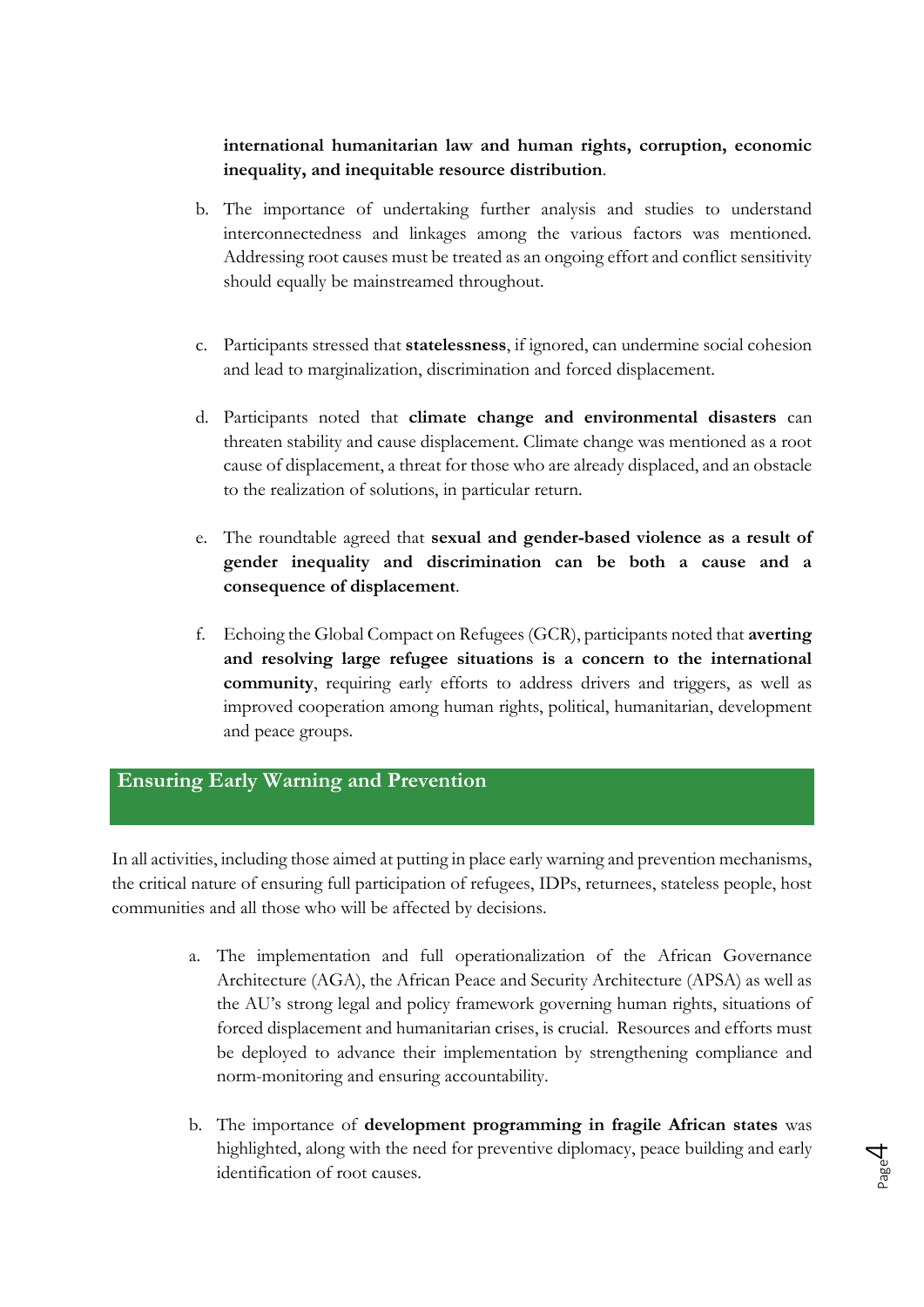**international humanitarian law and human rights, corruption, economic inequality, and inequitable resource distribution**.

b. The importance of undertaking further analysis and studies to understand interconnectedness and linkages among the various factors was mentioned. Addressing root causes must be treated as an ongoing effort and conflict sensitivity should equally be mainstreamed throughout.

c. Participants stressed that **statelessness**, if ignored, can undermine social cohesion and lead to marginalization, discrimination and forced displacement.

d. Participants noted that **climate change and environmental disasters** can threaten stability and cause displacement. Climate change was mentioned as a root cause of displacement, a threat for those who are already displaced, and an obstacle to the realization of solutions, in particular return.

e. The roundtable agreed that **sexual and gender-based violence as a result of gender inequality and discrimination can be both a cause and a consequence of displacement**.

f. Echoing the Global Compact on Refugees (GCR), participants noted that **averting and resolving large refugee situations is a concern to the international community**, requiring early efforts to address drivers and triggers, as well as improved cooperation among human rights, political, humanitarian, development and peace groups.

## Ensuring Early Warning and Prevention

In all activities, including those aimed at putting in place early warning and prevention mechanisms, the critical nature of ensuring full participation of refugees, IDPs, returnees, stateless people, host communities and all those who will be affected by decisions.

a. The implementation and full operationalization of the African Governance Architecture (AGA), the African Peace and Security Architecture (APSA) as well as the AU's strong legal and policy framework governing human rights, situations of forced displacement and humanitarian crises, is crucial. Resources and efforts must be deployed to advance their implementation by strengthening compliance and norm-monitoring and ensuring accountability.

b. The importance of **development programming in fragile African states** was highlighted, along with the need for preventive diplomacy, peace building and early identification of root causes.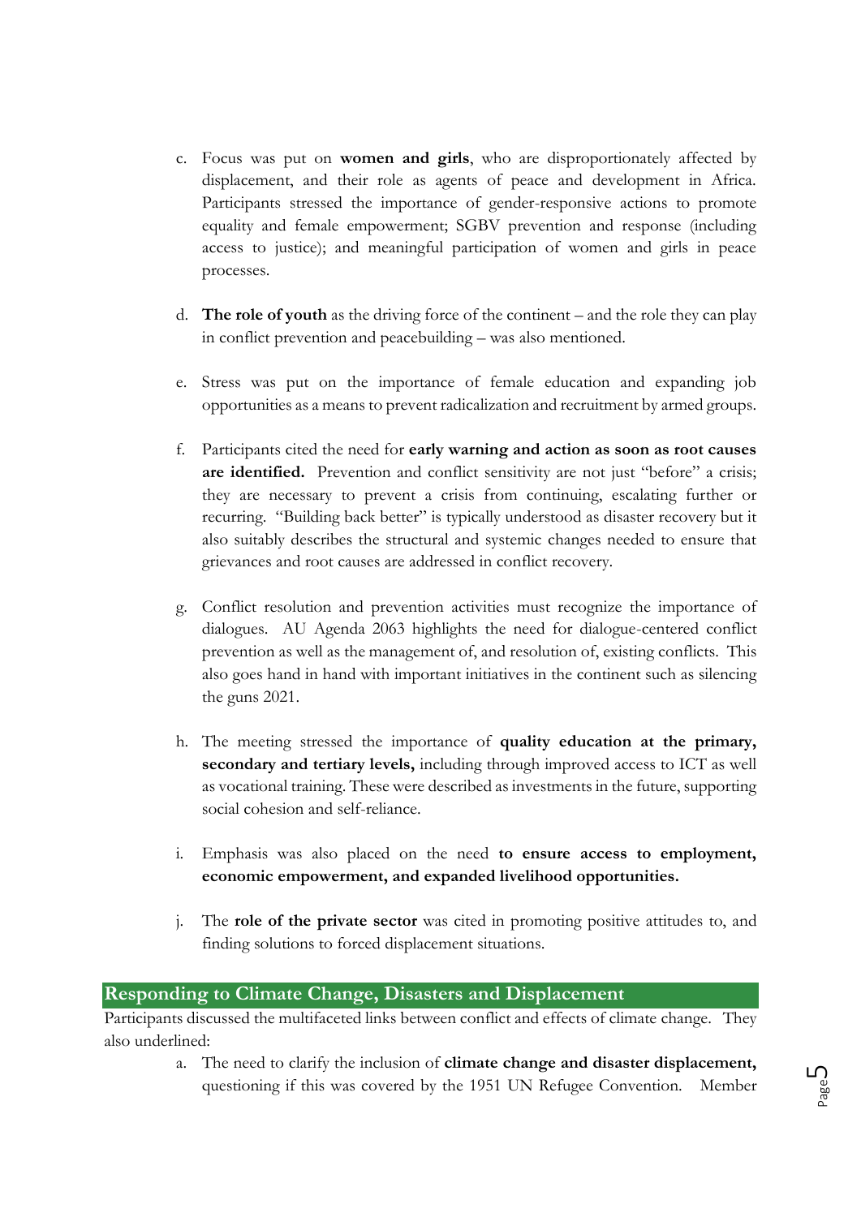c. Focus was put on **women and girls**, who are disproportionately affected by displacement, and their role as agents of peace and development in Africa. Participants stressed the importance of gender-responsive actions to promote equality and female empowerment; SGBV prevention and response (including access to justice); and meaningful participation of women and girls in peace processes.

d. **The role of youth** as the driving force of the continent – and the role they can play in conflict prevention and peacebuilding – was also mentioned.

e. Stress was put on the importance of female education and expanding job opportunities as a means to prevent radicalization and recruitment by armed groups.

f. Participants cited the need for **early warning and action as soon as root causes are identified.** Prevention and conflict sensitivity are not just "before" a crisis; they are necessary to prevent a crisis from continuing, escalating further or recurring. "Building back better" is typically understood as disaster recovery but it also suitably describes the structural and systemic changes needed to ensure that grievances and root causes are addressed in conflict recovery.

g. Conflict resolution and prevention activities must recognize the importance of dialogues. AU Agenda 2063 highlights the need for dialogue-centered conflict prevention as well as the management of, and resolution of, existing conflicts. This also goes hand in hand with important initiatives in the continent such as silencing the guns 2021.

h. The meeting stressed the importance of **quality education at the primary, secondary and tertiary levels,** including through improved access to ICT as well as vocational training. These were described as investments in the future, supporting social cohesion and self-reliance.

i. Emphasis was also placed on the need **to ensure access to employment, economic empowerment, and expanded livelihood opportunities.**

j. The **role of the private sector** was cited in promoting positive attitudes to, and finding solutions to forced displacement situations.

## Responding to Climate Change, Disasters and Displacement

Participants discussed the multifaceted links between conflict and effects of climate change. They also underlined:

a. The need to clarify the inclusion of **climate change and disaster displacement,** questioning if this was covered by the 1951 UN Refugee Convention. Member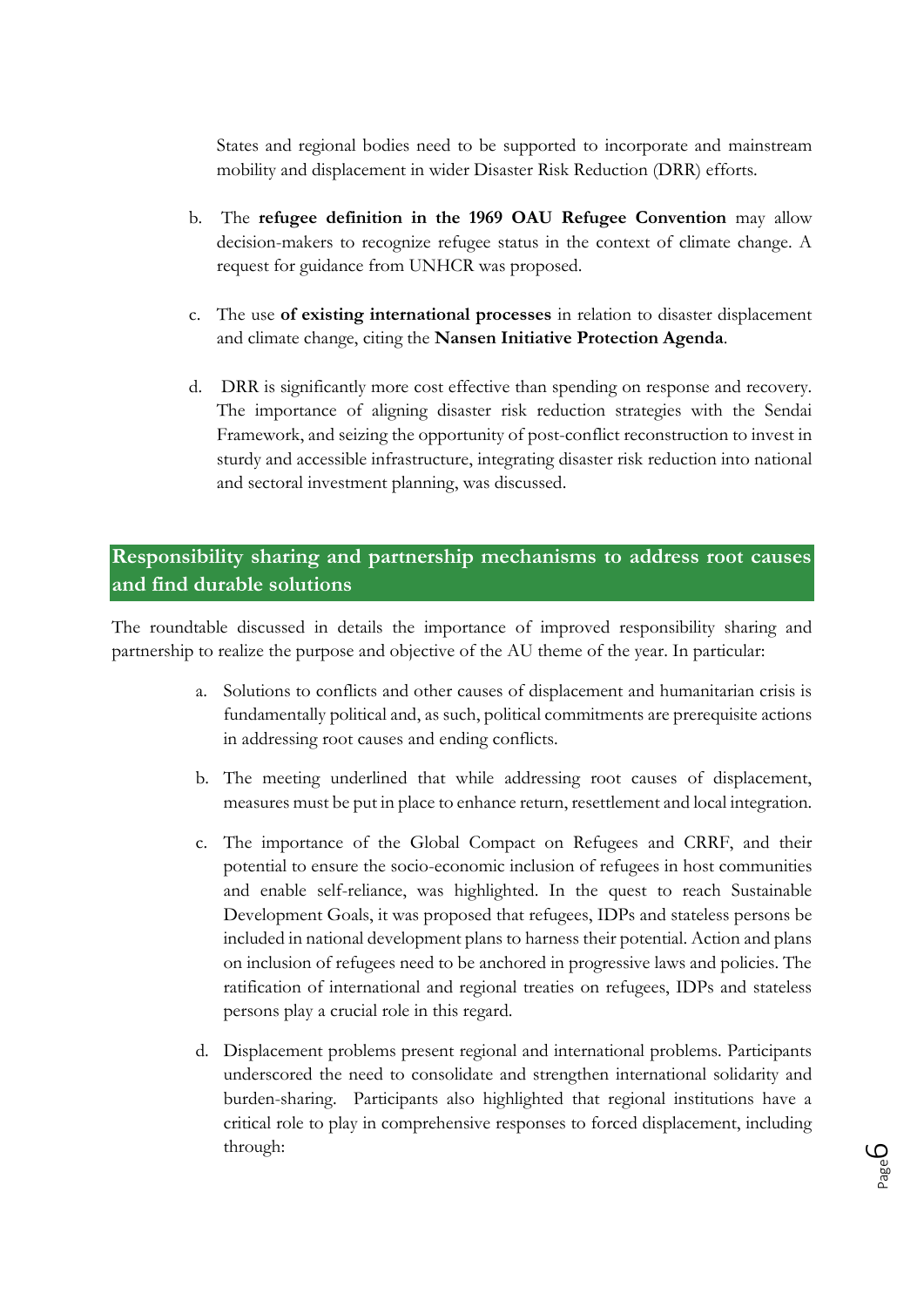States and regional bodies need to be supported to incorporate and mainstream mobility and displacement in wider Disaster Risk Reduction (DRR) efforts.

b. The **refugee definition in the 1969 OAU Refugee Convention** may allow decision-makers to recognize refugee status in the context of climate change. A request for guidance from UNHCR was proposed.

c. The use **of existing international processes** in relation to disaster displacement and climate change, citing the **Nansen Initiative Protection Agenda**.

d. DRR is significantly more cost effective than spending on response and recovery. The importance of aligning disaster risk reduction strategies with the Sendai Framework, and seizing the opportunity of post-conflict reconstruction to invest in sturdy and accessible infrastructure, integrating disaster risk reduction into national and sectoral investment planning, was discussed.

## Responsibility sharing and partnership mechanisms to address root causes and find durable solutions

The roundtable discussed in details the importance of improved responsibility sharing and partnership to realize the purpose and objective of the AU theme of the year. In particular:

a. Solutions to conflicts and other causes of displacement and humanitarian crisis is fundamentally political and, as such, political commitments are prerequisite actions in addressing root causes and ending conflicts.

b. The meeting underlined that while addressing root causes of displacement, measures must be put in place to enhance return, resettlement and local integration.

c. The importance of the Global Compact on Refugees and CRRF, and their potential to ensure the socio-economic inclusion of refugees in host communities and enable self-reliance, was highlighted. In the quest to reach Sustainable Development Goals, it was proposed that refugees, IDPs and stateless persons be included in national development plans to harness their potential. Action and plans on inclusion of refugees need to be anchored in progressive laws and policies. The ratification of international and regional treaties on refugees, IDPs and stateless persons play a crucial role in this regard.

d. Displacement problems present regional and international problems. Participants underscored the need to consolidate and strengthen international solidarity and burden-sharing. Participants also highlighted that regional institutions have a critical role to play in comprehensive responses to forced displacement, including through: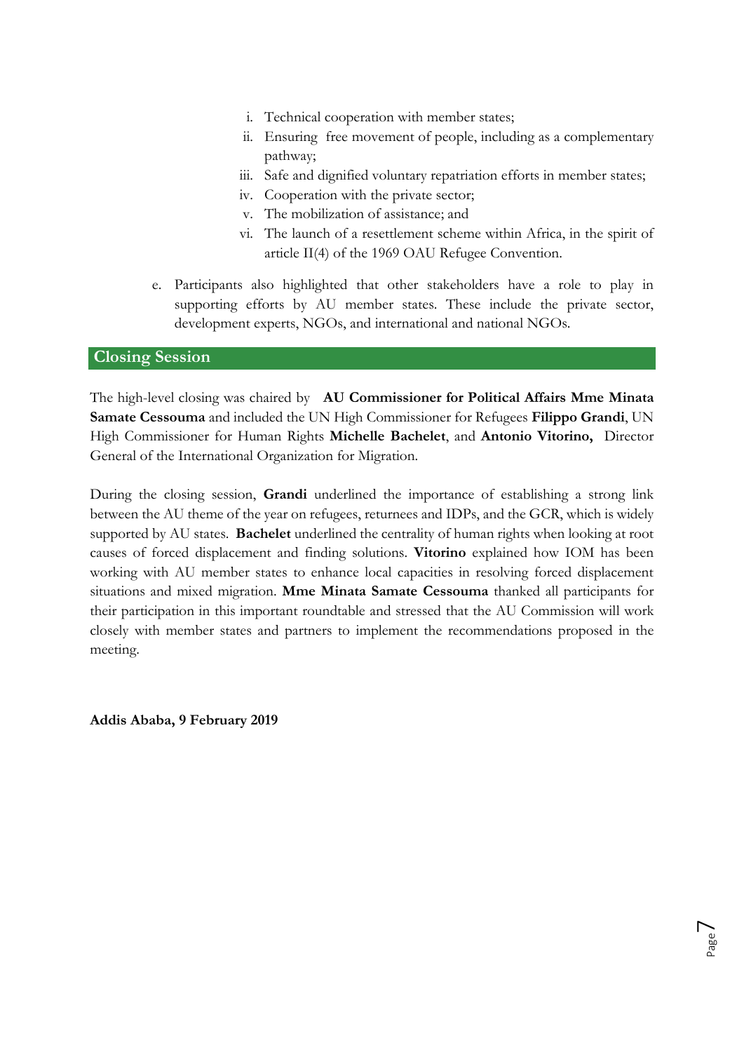i. Technical cooperation with member states;
ii. Ensuring free movement of people, including as a complementary pathway;
iii. Safe and dignified voluntary repatriation efforts in member states;
iv. Cooperation with the private sector;
v. The mobilization of assistance; and
vi. The launch of a resettlement scheme within Africa, in the spirit of article II(4) of the 1969 OAU Refugee Convention.

e. Participants also highlighted that other stakeholders have a role to play in supporting efforts by AU member states. These include the private sector, development experts, NGOs, and international and national NGOs.

## Closing Session

The high-level closing was chaired by **AU Commissioner for Political Affairs Mme Minata Samate Cessouma** and included the UN High Commissioner for Refugees **Filippo Grandi**, UN High Commissioner for Human Rights **Michelle Bachelet**, and **Antonio Vitorino,** Director General of the International Organization for Migration.

During the closing session, **Grandi** underlined the importance of establishing a strong link between the AU theme of the year on refugees, returnees and IDPs, and the GCR, which is widely supported by AU states. **Bachelet** underlined the centrality of human rights when looking at root causes of forced displacement and finding solutions. **Vitorino** explained how IOM has been working with AU member states to enhance local capacities in resolving forced displacement situations and mixed migration. **Mme Minata Samate Cessouma** thanked all participants for their participation in this important roundtable and stressed that the AU Commission will work closely with member states and partners to implement the recommendations proposed in the meeting.

**Addis Ababa, 9 February 2019**